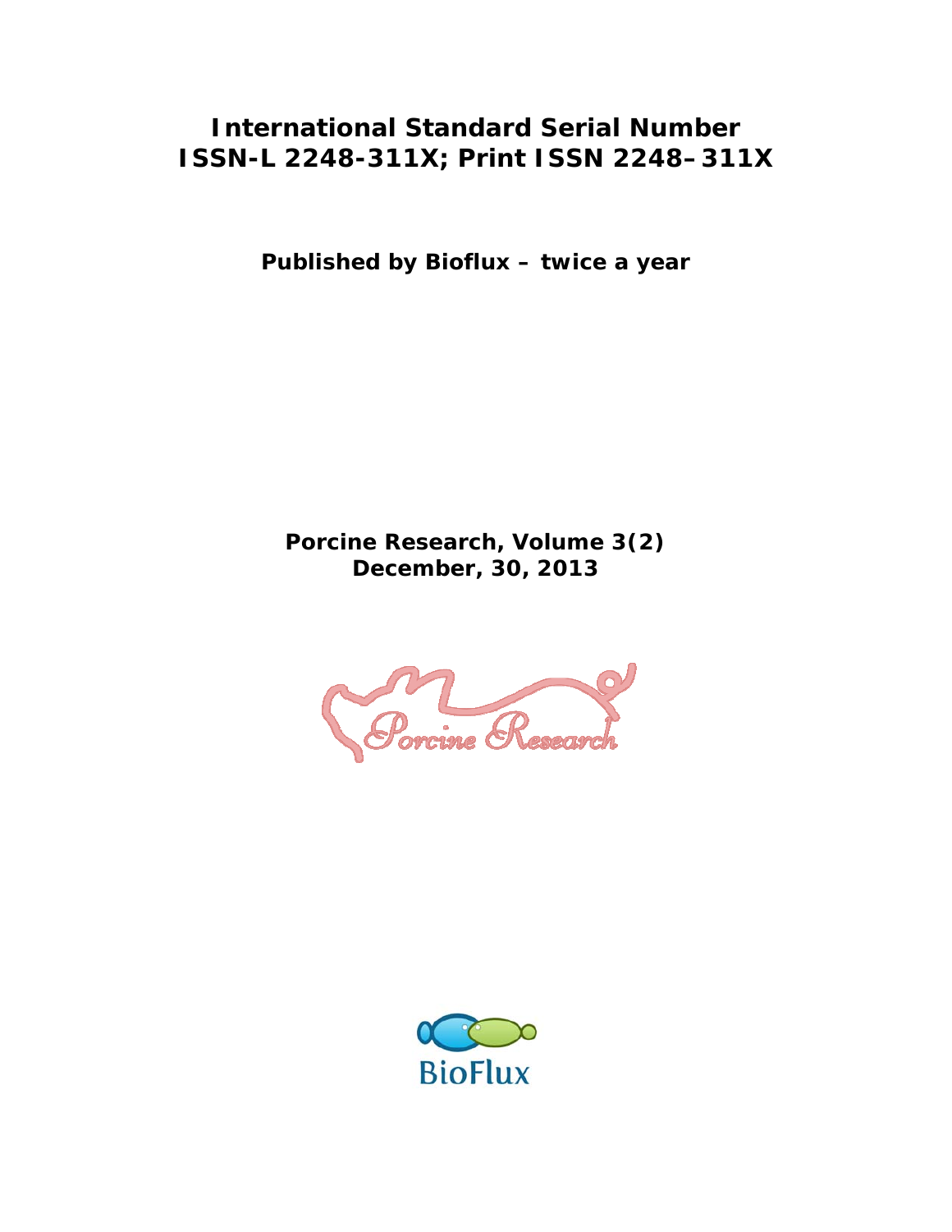**International Standard Serial Number**
**ISSN-L 2248-311X; Print ISSN 2248–311X**

**Published by Bioflux – twice a year**

**Porcine Research, Volume 3(2)**
**December, 30, 2013**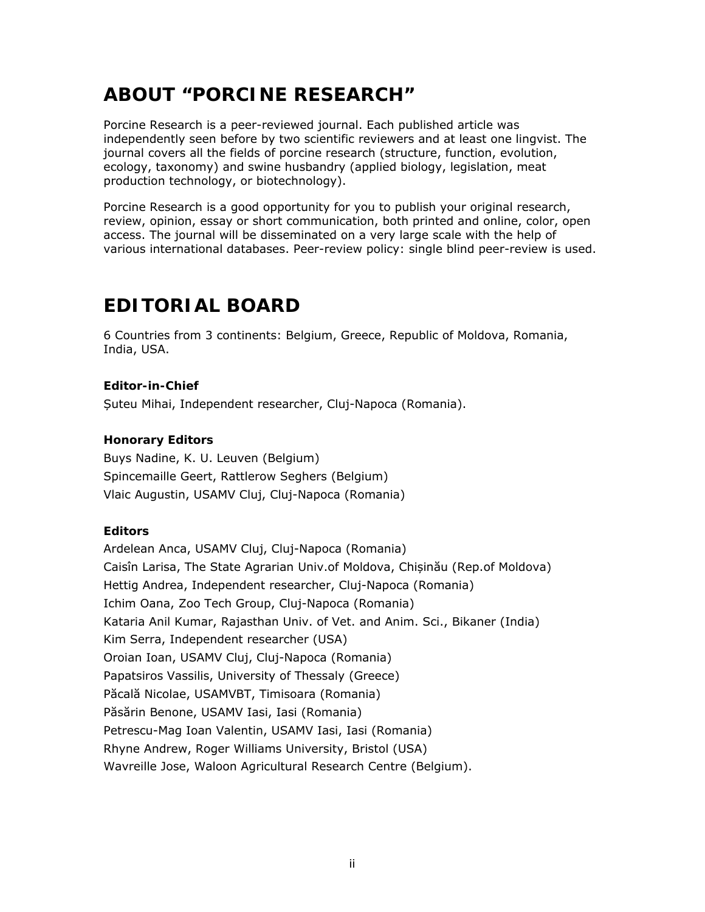# ABOUT "PORCINE RESEARCH"

Porcine Research is a peer-reviewed journal. Each published article was independently seen before by two scientific reviewers and at least one lingvist. The journal covers all the fields of porcine research (structure, function, evolution, ecology, taxonomy) and swine husbandry (applied biology, legislation, meat production technology, or biotechnology).

Porcine Research is a good opportunity for you to publish your original research, review, opinion, essay or short communication, both printed and online, color, open access. The journal will be disseminated on a very large scale with the help of various international databases. Peer-review policy: single blind peer-review is used.

# EDITORIAL BOARD

6 Countries from 3 continents: Belgium, Greece, Republic of Moldova, Romania, India, USA.

**Editor-in-Chief**

Șuteu Mihai, Independent researcher, Cluj-Napoca (Romania).

**Honorary Editors**

Buys Nadine, K. U. Leuven (Belgium)
Spincemaille Geert, Rattlerow Seghers (Belgium)
Vlaic Augustin, USAMV Cluj, Cluj-Napoca (Romania)

**Editors**

Ardelean Anca, USAMV Cluj, Cluj-Napoca (Romania)
Caisîn Larisa, The State Agrarian Univ.of Moldova, Chișinău (Rep.of Moldova)
Hettig Andrea, Independent researcher, Cluj-Napoca (Romania)
Ichim Oana, Zoo Tech Group, Cluj-Napoca (Romania)
Kataria Anil Kumar, Rajasthan Univ. of Vet. and Anim. Sci., Bikaner (India)
Kim Serra, Independent researcher (USA)
Oroian Ioan, USAMV Cluj, Cluj-Napoca (Romania)
Papatsiros Vassilis, University of Thessaly (Greece)
Păcală Nicolae, USAMVBT, Timisoara (Romania)
Păsărin Benone, USAMV Iasi, Iasi (Romania)
Petrescu-Mag Ioan Valentin, USAMV Iasi, Iasi (Romania)
Rhyne Andrew, Roger Williams University, Bristol (USA)
Wavreille Jose, Waloon Agricultural Research Centre (Belgium).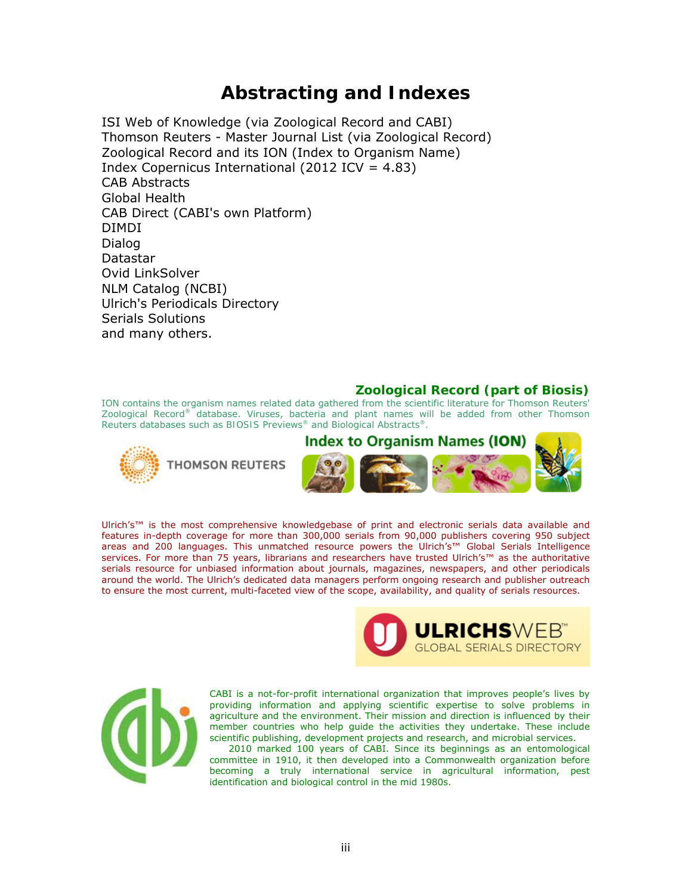# Abstracting and Indexes

ISI Web of Knowledge (via Zoological Record and CABI)
Thomson Reuters - Master Journal List (via Zoological Record)
Zoological Record and its ION (Index to Organism Name)
Index Copernicus International (2012 ICV = 4.83)
CAB Abstracts
Global Health
CAB Direct (CABI's own Platform)
DIMDI
Dialog
Datastar
Ovid LinkSolver
NLM Catalog (NCBI)
Ulrich's Periodicals Directory
Serials Solutions
and many others.

## Zoological Record (part of Biosis)

ION contains the organism names related data gathered from the scientific literature for Thomson Reuters' Zoological Record® database. Viruses, bacteria and plant names will be added from other Thomson Reuters databases such as BIOSIS Previews® and Biological Abstracts®.

THOMSON REUTERS

Index to Organism Names (ION)

Ulrich's™ is the most comprehensive knowledgebase of print and electronic serials data available and features in-depth coverage for more than 300,000 serials from 90,000 publishers covering 950 subject areas and 200 languages. This unmatched resource powers the Ulrich's™ Global Serials Intelligence services. For more than 75 years, librarians and researchers have trusted Ulrich's™ as the authoritative serials resource for unbiased information about journals, magazines, newspapers, and other periodicals around the world. The Ulrich's dedicated data managers perform ongoing research and publisher outreach to ensure the most current, multi-faceted view of the scope, availability, and quality of serials resources.

ULRICHSWEB™ GLOBAL SERIALS DIRECTORY

CABI is a not-for-profit international organization that improves people's lives by providing information and applying scientific expertise to solve problems in agriculture and the environment. Their mission and direction is influenced by their member countries who help guide the activities they undertake. These include scientific publishing, development projects and research, and microbial services.

2010 marked 100 years of CABI. Since its beginnings as an entomological committee in 1910, it then developed into a Commonwealth organization before becoming a truly international service in agricultural information, pest identification and biological control in the mid 1980s.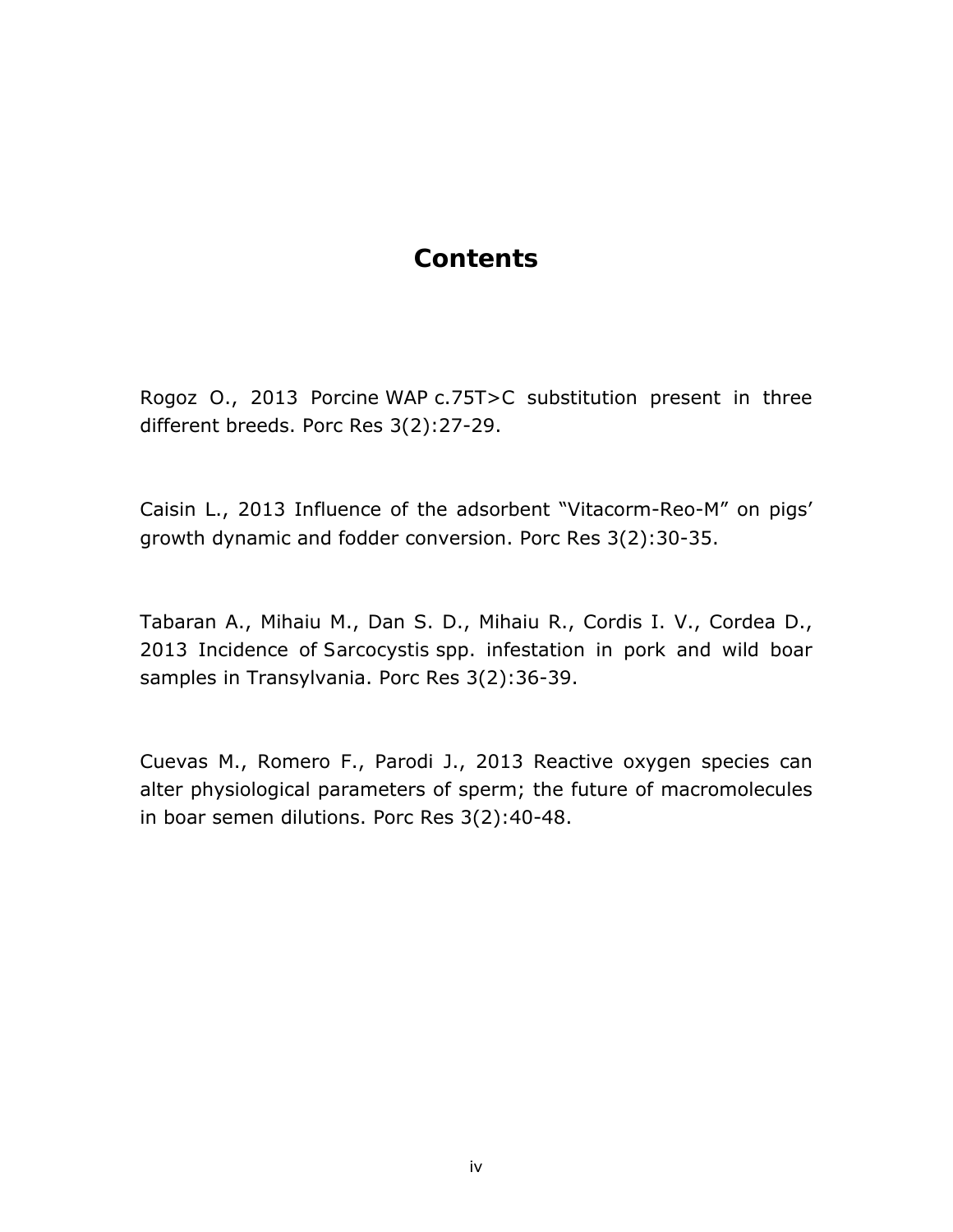# Contents

Rogoz O., 2013 Porcine WAP c.75T>C substitution present in three different breeds. Porc Res 3(2):27-29.

Caisin L., 2013 Influence of the adsorbent "Vitacorm-Reo-M" on pigs' growth dynamic and fodder conversion. Porc Res 3(2):30-35.

Tabaran A., Mihaiu M., Dan S. D., Mihaiu R., Cordis I. V., Cordea D., 2013 Incidence of Sarcocystis spp. infestation in pork and wild boar samples in Transylvania. Porc Res 3(2):36-39.

Cuevas M., Romero F., Parodi J., 2013 Reactive oxygen species can alter physiological parameters of sperm; the future of macromolecules in boar semen dilutions. Porc Res 3(2):40-48.